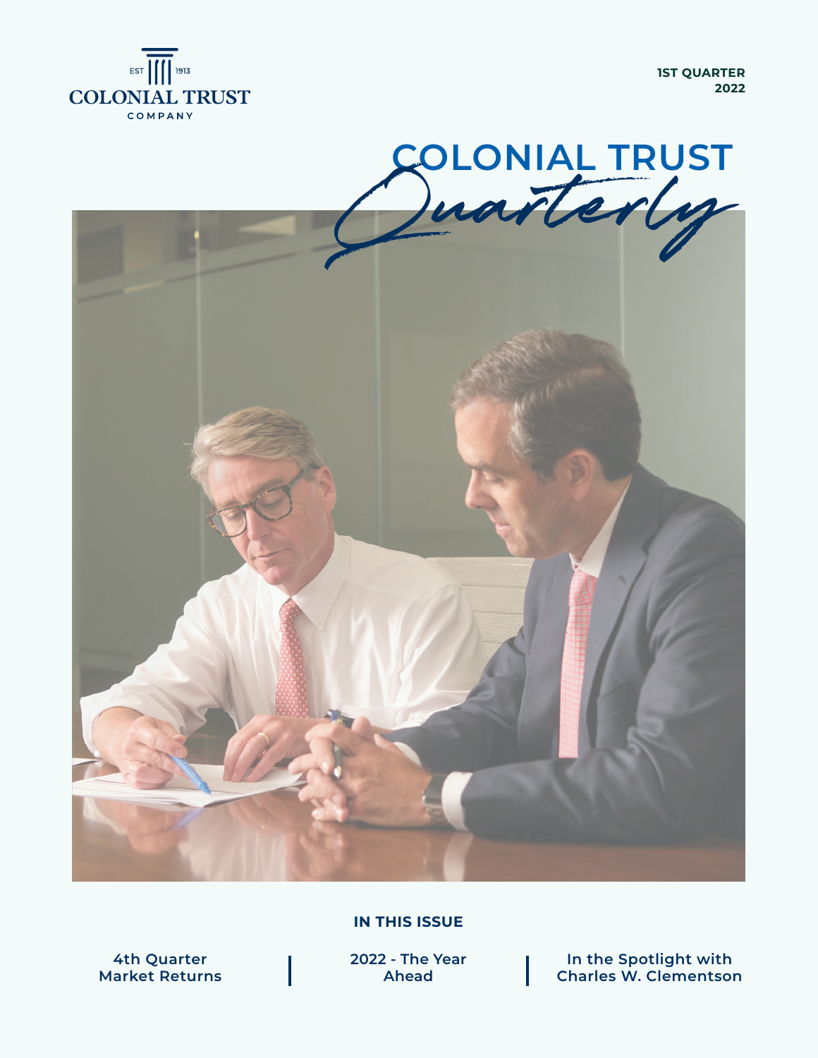EST 1913

COLONIAL TRUST

COMPANY

**1ST QUARTER 2022**

# COLONIAL TRUST *Quarterly*

**IN THIS ISSUE**

**4th Quarter Market Returns** | **2022 - The Year Ahead** | **In the Spotlight with Charles W. Clementson**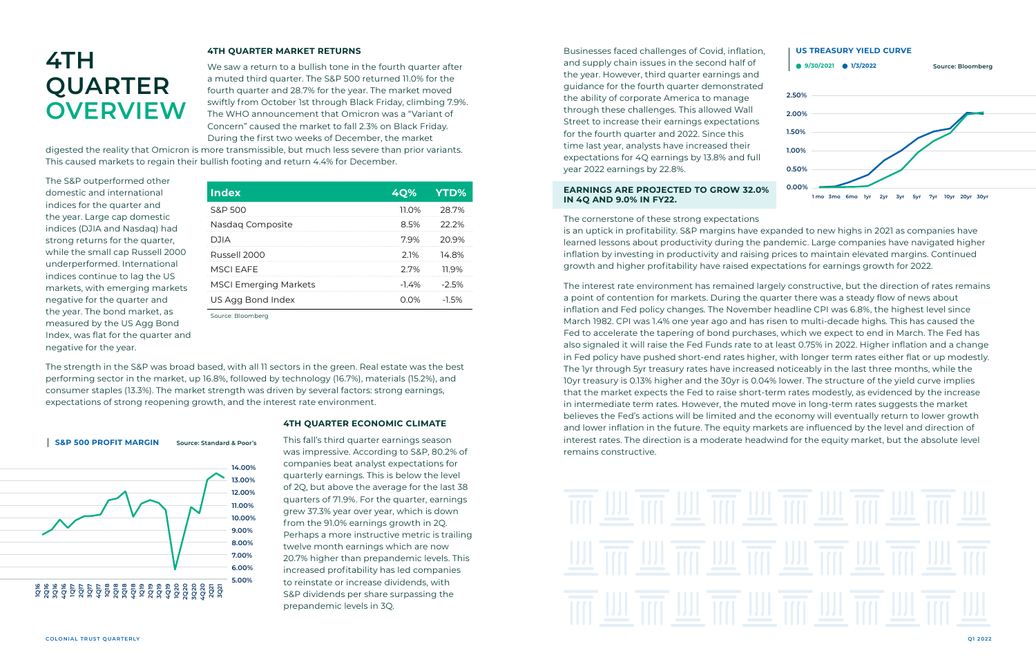# 4TH QUARTER OVERVIEW

### 4TH QUARTER MARKET RETURNS

We saw a return to a bullish tone in the fourth quarter after a muted third quarter. The S&P 500 returned 11.0% for the fourth quarter and 28.7% for the year. The market moved swiftly from October 1st through Black Friday, climbing 7.9%. The WHO announcement that Omicron was a "Variant of Concern" caused the market to fall 2.3% on Black Friday. During the first two weeks of December, the market digested the reality that Omicron is more transmissible, but much less severe than prior variants. This caused markets to regain their bullish footing and return 4.4% for December.

The S&P outperformed other domestic and international indices for the quarter and the year. Large cap domestic indices (DJIA and Nasdaq) had strong returns for the quarter, while the small cap Russell 2000 underperformed. International indices continue to lag the US markets, with emerging markets negative for the quarter and the year. The bond market, as measured by the US Agg Bond Index, was flat for the quarter and negative for the year.

| Index | 4Q% | YTD% |
|---|---|---|
| S&P 500 | 11.0% | 28.7% |
| Nasdaq Composite | 8.5% | 22.2% |
| DJIA | 7.9% | 20.9% |
| Russell 2000 | 2.1% | 14.8% |
| MSCI EAFE | 2.7% | 11.9% |
| MSCI Emerging Markets | -1.4% | -2.5% |
| US Agg Bond Index | 0.0% | -1.5% |

Source: Bloomberg

The strength in the S&P was broad based, with all 11 sectors in the green. Real estate was the best performing sector in the market, up 16.8%, followed by technology (16.7%), materials (15.2%), and consumer staples (13.3%). The market strength was driven by several factors: strong earnings, expectations of strong reopening growth, and the interest rate environment.

**S&P 500 PROFIT MARGIN** Source: Standard & Poor's

### 4TH QUARTER ECONOMIC CLIMATE

This fall's third quarter earnings season was impressive. According to S&P, 80.2% of companies beat analyst expectations for quarterly earnings. This is below the level of 2Q, but above the average for the last 38 quarters of 71.9%. For the quarter, earnings grew 37.3% year over year, which is down from the 91.0% earnings growth in 2Q. Perhaps a more instructive metric is trailing twelve month earnings which are now 20.7% higher than prepandemic levels. This increased profitability has led companies to reinstate or increase dividends, with S&P dividends per share surpassing the prepandemic levels in 3Q.

Businesses faced challenges of Covid, inflation, and supply chain issues in the second half of the year. However, third quarter earnings and guidance for the fourth quarter demonstrated the ability of corporate America to manage through these challenges. This allowed Wall Street to increase their earnings expectations for the fourth quarter and 2022. Since this time last year, analysts have increased their expectations for 4Q earnings by 13.8% and full year 2022 earnings by 22.8%.

**EARNINGS ARE PROJECTED TO GROW 32.0% IN 4Q AND 9.0% IN FY22.**

**US TREASURY YIELD CURVE** — 9/30/2021, 1/3/2022 — Source: Bloomberg

The cornerstone of these strong expectations is an uptick in profitability. S&P margins have expanded to new highs in 2021 as companies have learned lessons about productivity during the pandemic. Large companies have navigated higher inflation by investing in productivity and raising prices to maintain elevated margins. Continued growth and higher profitability have raised expectations for earnings growth for 2022.

The interest rate environment has remained largely constructive, but the direction of rates remains a point of contention for markets. During the quarter there was a steady flow of news about inflation and Fed policy changes. The November headline CPI was 6.8%, the highest level since March 1982. CPI was 1.4% one year ago and has risen to multi-decade highs. This has caused the Fed to accelerate the tapering of bond purchases, which we expect to end in March. The Fed has also signaled it will raise the Fed Funds rate to at least 0.75% in 2022. Higher inflation and a change in Fed policy have pushed short-end rates higher, with longer term rates either flat or up modestly. The 1yr through 5yr treasury rates have increased noticeably in the last three months, while the 10yr treasury is 0.13% higher and the 30yr is 0.04% lower. The structure of the yield curve implies that the market expects the Fed to raise short-term rates modestly, as evidenced by the increase in intermediate term rates. However, the muted move in long-term rates suggests the market believes the Fed's actions will be limited and the economy will eventually return to lower growth and lower inflation in the future. The equity markets are influenced by the level and direction of interest rates. The direction is a moderate headwind for the equity market, but the absolute level remains constructive.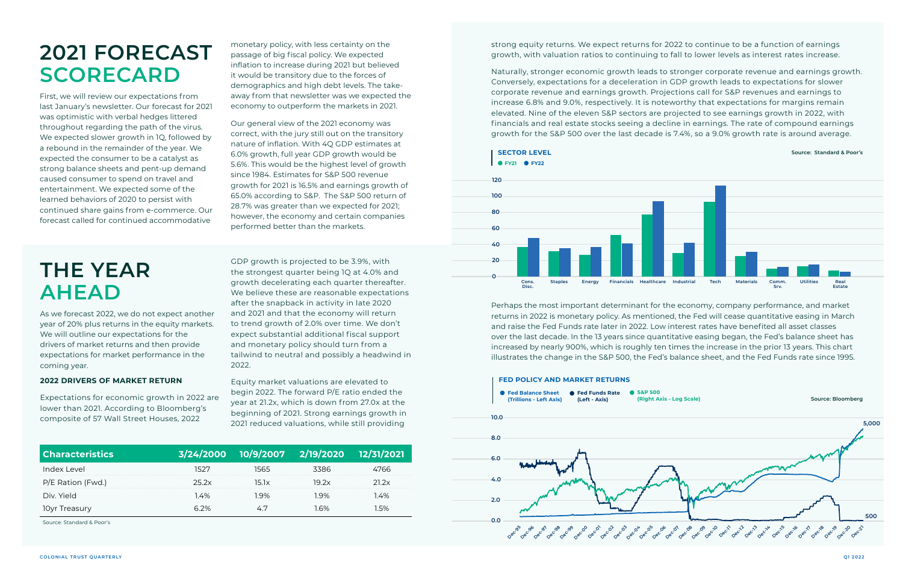# 2021 FORECAST SCORECARD

First, we will review our expectations from last January's newsletter. Our forecast for 2021 was optimistic with verbal hedges littered throughout regarding the path of the virus. We expected slower growth in 1Q, followed by a rebound in the remainder of the year. We expected the consumer to be a catalyst as strong balance sheets and pent-up demand caused consumer to spend on travel and entertainment. We expected some of the learned behaviors of 2020 to persist with continued share gains from e-commerce. Our forecast called for continued accommodative monetary policy, with less certainty on the passage of big fiscal policy. We expected inflation to increase during 2021 but believed it would be transitory due to the forces of demographics and high debt levels. The take-away from that newsletter was we expected the economy to outperform the markets in 2021.

Our general view of the 2021 economy was correct, with the jury still out on the transitory nature of inflation. With 4Q GDP estimates at 6.0% growth, full year GDP growth would be 5.6%. This would be the highest level of growth since 1984. Estimates for S&P 500 revenue growth for 2021 is 16.5% and earnings growth of 65.0% according to S&P. The S&P 500 return of 28.7% was greater than we expected for 2021; however, the economy and certain companies performed better than the markets.

# THE YEAR AHEAD

As we forecast 2022, we do not expect another year of 20% plus returns in the equity markets. We will outline our expectations for the drivers of market returns and then provide expectations for market performance in the coming year.

**2022 DRIVERS OF MARKET RETURN**

Expectations for economic growth in 2022 are lower than 2021. According to Bloomberg's composite of 57 Wall Street Houses, 2022 GDP growth is projected to be 3.9%, with the strongest quarter being 1Q at 4.0% and growth decelerating each quarter thereafter. We believe these are reasonable expectations after the snapback in activity in late 2020 and 2021 and that the economy will return to trend growth of 2.0% over time. We don't expect substantial additional fiscal support and monetary policy should turn from a tailwind to neutral and possibly a headwind in 2022.

Equity market valuations are elevated to begin 2022. The forward P/E ratio ended the year at 21.2x, which is down from 27.0x at the beginning of 2021. Strong earnings growth in 2021 reduced valuations, while still providing strong equity returns. We expect returns for 2022 to continue to be a function of earnings growth, with valuation ratios to continuing to fall to lower levels as interest rates increase.

| Characteristics | 3/24/2000 | 10/9/2007 | 2/19/2020 | 12/31/2021 |
|---|---|---|---|---|
| Index Level | 1527 | 1565 | 3386 | 4766 |
| P/E Ration (Fwd.) | 25.2x | 15.1x | 19.2x | 21.2x |
| Div. Yield | 1.4% | 1.9% | 1.9% | 1.4% |
| 10yr Treasury | 6.2% | 4.7 | 1.6% | 1.5% |

Source: Standard & Poor's

Naturally, stronger economic growth leads to stronger corporate revenue and earnings growth. Conversely, expectations for a deceleration in GDP growth leads to expectations for slower corporate revenue and earnings growth. Projections call for S&P revenues and earnings to increase 6.8% and 9.0%, respectively. It is noteworthy that expectations for margins remain elevated. Nine of the eleven S&P sectors are projected to see earnings growth in 2022, with financials and real estate stocks seeing a decline in earnings. The rate of compound earnings growth for the S&P 500 over the last decade is 7.4%, so a 9.0% growth rate is around average.

**SECTOR LEVEL** — FY21 / FY22 — Source: Standard & Poor's

Perhaps the most important determinant for the economy, company performance, and market returns in 2022 is monetary policy. As mentioned, the Fed will cease quantitative easing in March and raise the Fed Funds rate later in 2022. Low interest rates have benefited all asset classes over the last decade. In the 13 years since quantitative easing began, the Fed's balance sheet has increased by nearly 900%, which is roughly ten times the increase in the prior 13 years. This chart illustrates the change in the S&P 500, the Fed's balance sheet, and the Fed Funds rate since 1995.

**FED POLICY AND MARKET RETURNS** — Fed Balance Sheet (Trillions - Left Axis) / Fed Funds Rate (Left - Axis) / S&P 500 (Right Axis - Log Scale) — Source: Bloomberg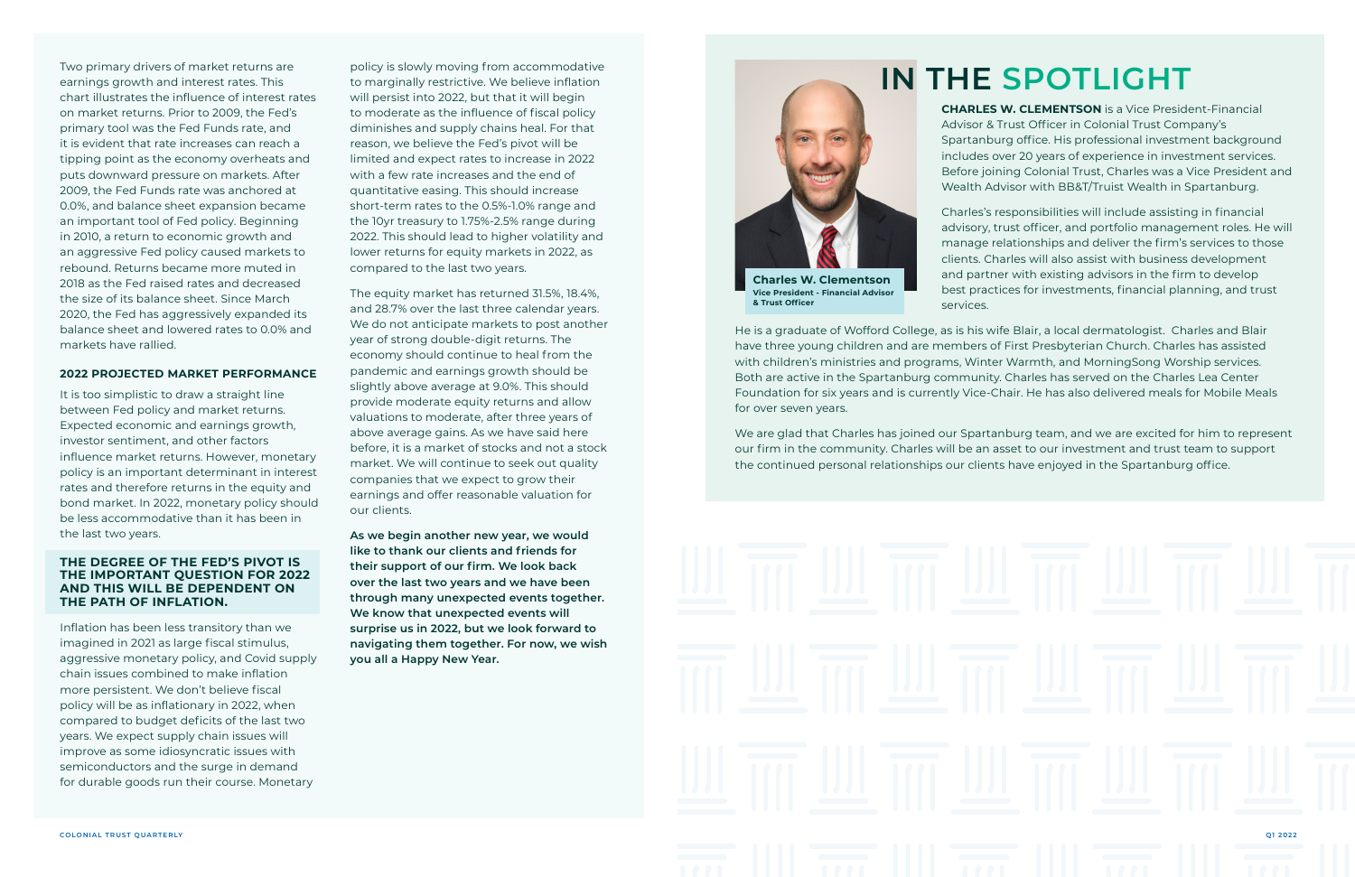Two primary drivers of market returns are earnings growth and interest rates. This chart illustrates the influence of interest rates on market returns. Prior to 2009, the Fed's primary tool was the Fed Funds rate, and it is evident that rate increases can reach a tipping point as the economy overheats and puts downward pressure on markets. After 2009, the Fed Funds rate was anchored at 0.0%, and balance sheet expansion became an important tool of Fed policy. Beginning in 2010, a return to economic growth and an aggressive Fed policy caused markets to rebound. Returns became more muted in 2018 as the Fed raised rates and decreased the size of its balance sheet. Since March 2020, the Fed has aggressively expanded its balance sheet and lowered rates to 0.0% and markets have rallied.

### 2022 PROJECTED MARKET PERFORMANCE

It is too simplistic to draw a straight line between Fed policy and market returns. Expected economic and earnings growth, investor sentiment, and other factors influence market returns. However, monetary policy is an important determinant in interest rates and therefore returns in the equity and bond market. In 2022, monetary policy should be less accommodative than it has been in the last two years.

**THE DEGREE OF THE FED'S PIVOT IS THE IMPORTANT QUESTION FOR 2022 AND THIS WILL BE DEPENDENT ON THE PATH OF INFLATION.**

Inflation has been less transitory than we imagined in 2021 as large fiscal stimulus, aggressive monetary policy, and Covid supply chain issues combined to make inflation more persistent. We don't believe fiscal policy will be as inflationary in 2022, when compared to budget deficits of the last two years. We expect supply chain issues will improve as some idiosyncratic issues with semiconductors and the surge in demand for durable goods run their course. Monetary policy is slowly moving from accommodative to marginally restrictive. We believe inflation will persist into 2022, but that it will begin to moderate as the influence of fiscal policy diminishes and supply chains heal. For that reason, we believe the Fed's pivot will be limited and expect rates to increase in 2022 with a few rate increases and the end of quantitative easing. This should increase short-term rates to the 0.5%-1.0% range and the 10yr treasury to 1.75%-2.5% range during 2022. This should lead to higher volatility and lower returns for equity markets in 2022, as compared to the last two years.

The equity market has returned 31.5%, 18.4%, and 28.7% over the last three calendar years. We do not anticipate markets to post another year of strong double-digit returns. The economy should continue to heal from the pandemic and earnings growth should be slightly above average at 9.0%. This should provide moderate equity returns and allow valuations to moderate, after three years of above average gains. As we have said here before, it is a market of stocks and not a stock market. We will continue to seek out quality companies that we expect to grow their earnings and offer reasonable valuation for our clients.

**As we begin another new year, we would like to thank our clients and friends for their support of our firm. We look back over the last two years and we have been through many unexpected events together. We know that unexpected events will surprise us in 2022, but we look forward to navigating them together. For now, we wish you all a Happy New Year.**

# IN THE SPOTLIGHT

**Charles W. Clementson**
Vice President - Financial Advisor & Trust Officer

**CHARLES W. CLEMENTSON** is a Vice President-Financial Advisor & Trust Officer in Colonial Trust Company's Spartanburg office. His professional investment background includes over 20 years of experience in investment services. Before joining Colonial Trust, Charles was a Vice President and Wealth Advisor with BB&T/Truist Wealth in Spartanburg.

Charles's responsibilities will include assisting in financial advisory, trust officer, and portfolio management roles. He will manage relationships and deliver the firm's services to those clients. Charles will also assist with business development and partner with existing advisors in the firm to develop best practices for investments, financial planning, and trust services.

He is a graduate of Wofford College, as is his wife Blair, a local dermatologist. Charles and Blair have three young children and are members of First Presbyterian Church. Charles has assisted with children's ministries and programs, Winter Warmth, and MorningSong Worship services. Both are active in the Spartanburg community. Charles has served on the Charles Lea Center Foundation for six years and is currently Vice-Chair. He has also delivered meals for Mobile Meals for over seven years.

We are glad that Charles has joined our Spartanburg team, and we are excited for him to represent our firm in the community. Charles will be an asset to our investment and trust team to support the continued personal relationships our clients have enjoyed in the Spartanburg office.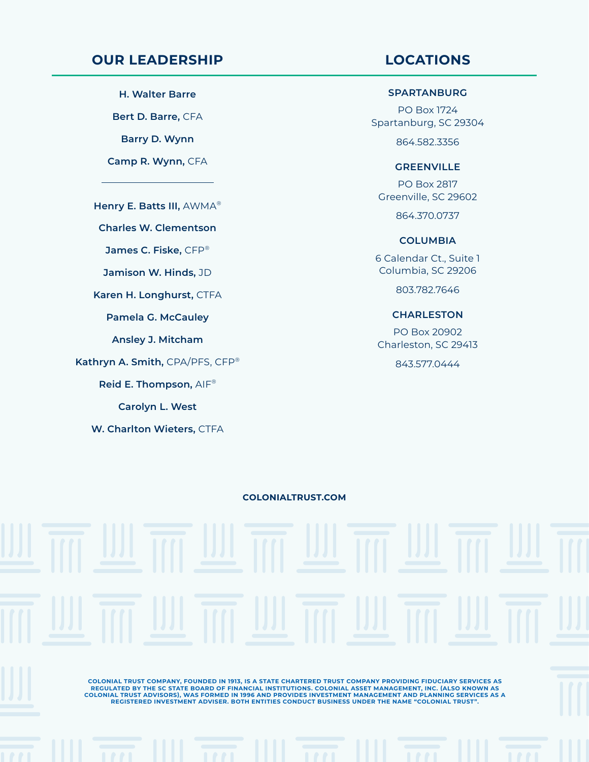## OUR LEADERSHIP

**H. Walter Barre**

**Bert D. Barre,** CFA

**Barry D. Wynn**

**Camp R. Wynn,** CFA

---

**Henry E. Batts III,** AWMA®

**Charles W. Clementson**

**James C. Fiske,** CFP®

**Jamison W. Hinds,** JD

**Karen H. Longhurst,** CTFA

**Pamela G. McCauley**

**Ansley J. Mitcham**

**Kathryn A. Smith,** CPA/PFS, CFP®

**Reid E. Thompson,** AIF®

**Carolyn L. West**

**W. Charlton Wieters,** CTFA

## LOCATIONS

**SPARTANBURG**

PO Box 1724
Spartanburg, SC 29304

864.582.3356

**GREENVILLE**

PO Box 2817
Greenville, SC 29602

864.370.0737

**COLUMBIA**

6 Calendar Ct., Suite 1
Columbia, SC 29206

803.782.7646

**CHARLESTON**

PO Box 20902
Charleston, SC 29413

843.577.0444

**COLONIALTRUST.COM**

COLONIAL TRUST COMPANY, FOUNDED IN 1913, IS A STATE CHARTERED TRUST COMPANY PROVIDING FIDUCIARY SERVICES AS REGULATED BY THE SC STATE BOARD OF FINANCIAL INSTITUTIONS. COLONIAL ASSET MANAGEMENT, INC. (ALSO KNOWN AS COLONIAL TRUST ADVISORS), WAS FORMED IN 1996 AND PROVIDES INVESTMENT MANAGEMENT AND PLANNING SERVICES AS A REGISTERED INVESTMENT ADVISER. BOTH ENTITIES CONDUCT BUSINESS UNDER THE NAME "COLONIAL TRUST".